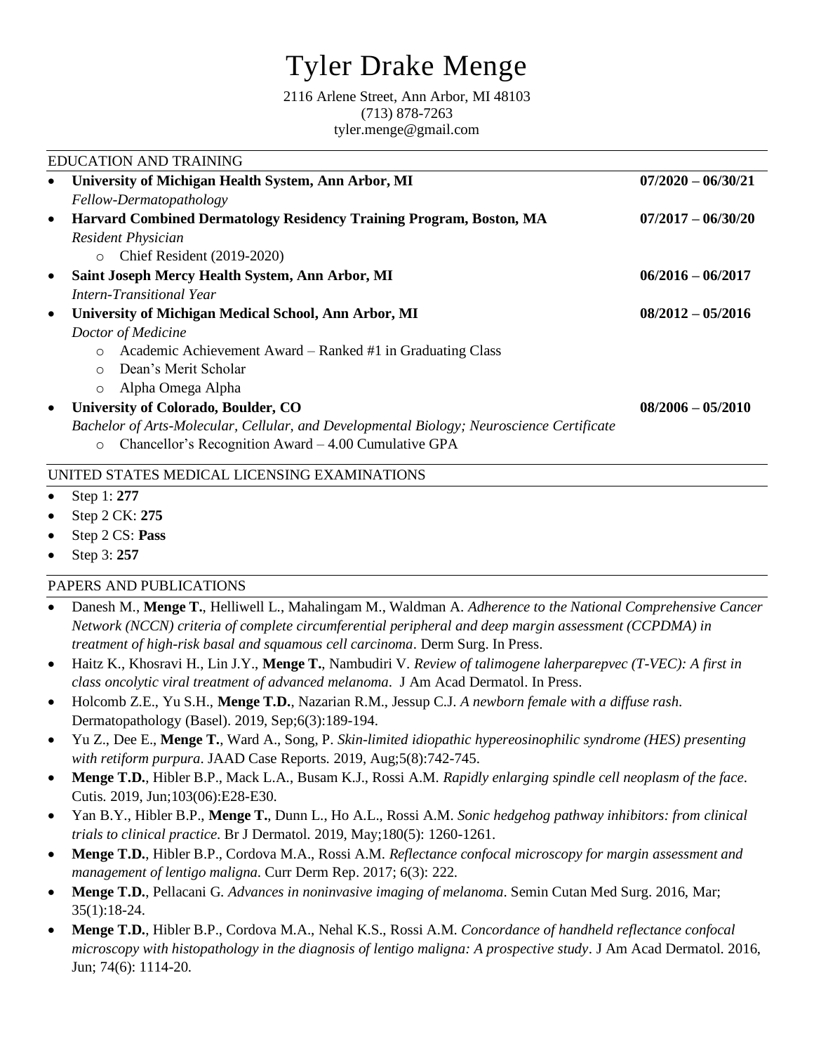# Tyler Drake Menge

2116 Arlene Street, Ann Arbor, MI 48103
(713) 878-7263
tyler.menge@gmail.com

## EDUCATION AND TRAINING

- **University of Michigan Health System, Ann Arbor, MI** — **07/2020 – 06/30/21**
  *Fellow-Dermatopathology*
- **Harvard Combined Dermatology Residency Training Program, Boston, MA** — **07/2017 – 06/30/20**
  *Resident Physician*
  - Chief Resident (2019-2020)
- **Saint Joseph Mercy Health System, Ann Arbor, MI** — **06/2016 – 06/2017**
  *Intern-Transitional Year*
- **University of Michigan Medical School, Ann Arbor, MI** — **08/2012 – 05/2016**
  *Doctor of Medicine*
  - Academic Achievement Award – Ranked #1 in Graduating Class
  - Dean's Merit Scholar
  - Alpha Omega Alpha
- **University of Colorado, Boulder, CO** — **08/2006 – 05/2010**
  *Bachelor of Arts-Molecular, Cellular, and Developmental Biology; Neuroscience Certificate*
  - Chancellor's Recognition Award – 4.00 Cumulative GPA

## UNITED STATES MEDICAL LICENSING EXAMINATIONS

- Step 1: **277**
- Step 2 CK: **275**
- Step 2 CS: **Pass**
- Step 3: **257**

## PAPERS AND PUBLICATIONS

- Danesh M., **Menge T.**, Helliwell L., Mahalingam M., Waldman A. *Adherence to the National Comprehensive Cancer Network (NCCN) criteria of complete circumferential peripheral and deep margin assessment (CCPDMA) in treatment of high-risk basal and squamous cell carcinoma*. Derm Surg. In Press.
- Haitz K., Khosravi H., Lin J.Y., **Menge T.**, Nambudiri V. *Review of talimogene laherparepvec (T-VEC): A first in class oncolytic viral treatment of advanced melanoma*. J Am Acad Dermatol. In Press.
- Holcomb Z.E., Yu S.H., **Menge T.D.**, Nazarian R.M., Jessup C.J. *A newborn female with a diffuse rash*. Dermatopathology (Basel). 2019, Sep;6(3):189-194.
- Yu Z., Dee E., **Menge T.**, Ward A., Song, P. *Skin-limited idiopathic hypereosinophilic syndrome (HES) presenting with retiform purpura*. JAAD Case Reports. 2019, Aug;5(8):742-745.
- **Menge T.D.**, Hibler B.P., Mack L.A., Busam K.J., Rossi A.M. *Rapidly enlarging spindle cell neoplasm of the face*. Cutis. 2019, Jun;103(06):E28-E30.
- Yan B.Y., Hibler B.P., **Menge T.**, Dunn L., Ho A.L., Rossi A.M. *Sonic hedgehog pathway inhibitors: from clinical trials to clinical practice*. Br J Dermatol. 2019, May;180(5): 1260-1261.
- **Menge T.D.**, Hibler B.P., Cordova M.A., Rossi A.M. *Reflectance confocal microscopy for margin assessment and management of lentigo maligna*. Curr Derm Rep. 2017; 6(3): 222.
- **Menge T.D.**, Pellacani G. *Advances in noninvasive imaging of melanoma*. Semin Cutan Med Surg. 2016, Mar; 35(1):18-24.
- **Menge T.D.**, Hibler B.P., Cordova M.A., Nehal K.S., Rossi A.M. *Concordance of handheld reflectance confocal microscopy with histopathology in the diagnosis of lentigo maligna: A prospective study*. J Am Acad Dermatol. 2016, Jun; 74(6): 1114-20.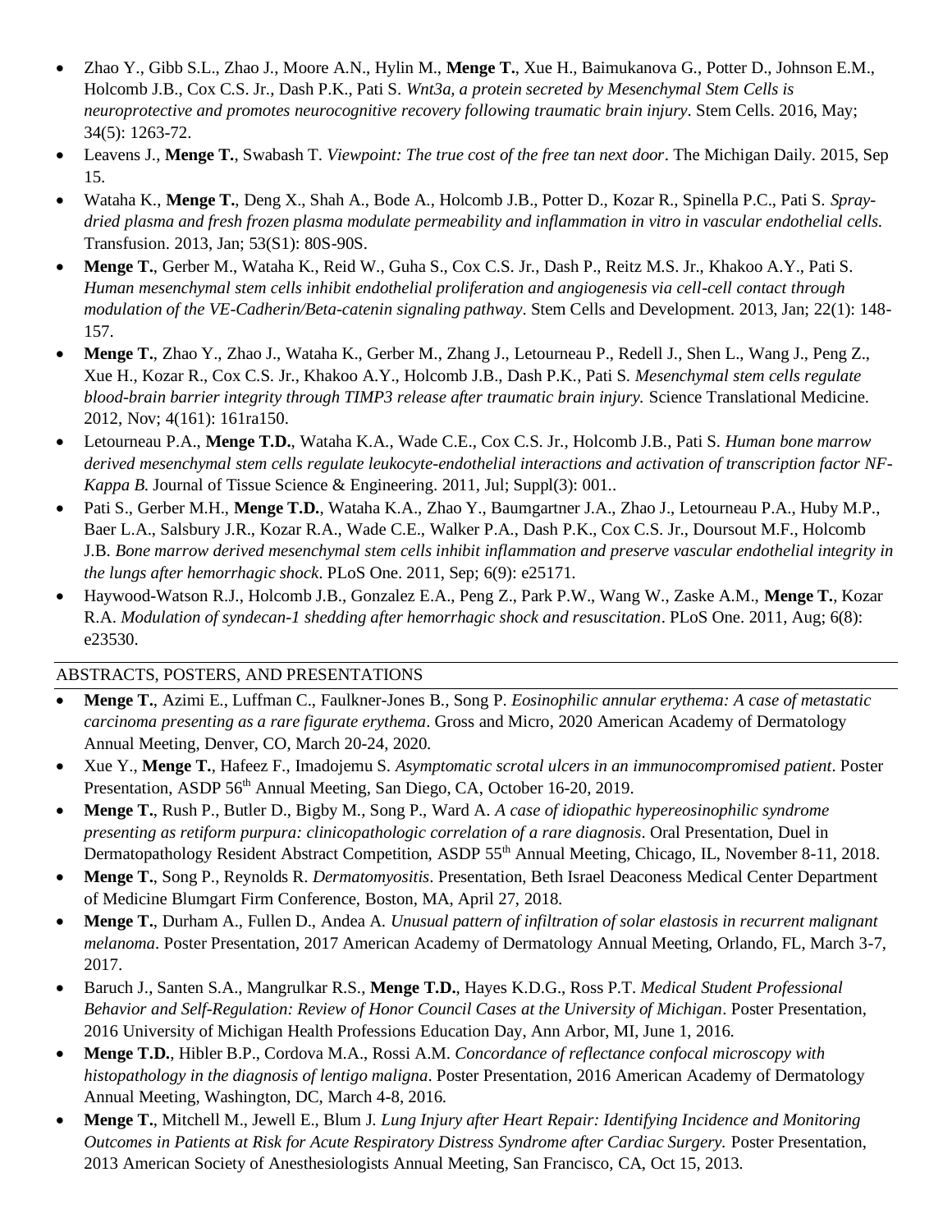- Zhao Y., Gibb S.L., Zhao J., Moore A.N., Hylin M., **Menge T.**, Xue H., Baimukanova G., Potter D., Johnson E.M., Holcomb J.B., Cox C.S. Jr., Dash P.K., Pati S. *Wnt3a, a protein secreted by Mesenchymal Stem Cells is neuroprotective and promotes neurocognitive recovery following traumatic brain injury*. Stem Cells. 2016, May; 34(5): 1263-72.
- Leavens J., **Menge T.**, Swabash T. *Viewpoint: The true cost of the free tan next door*. The Michigan Daily. 2015, Sep 15.
- Wataha K., **Menge T.**, Deng X., Shah A., Bode A., Holcomb J.B., Potter D., Kozar R., Spinella P.C., Pati S. *Spray-dried plasma and fresh frozen plasma modulate permeability and inflammation in vitro in vascular endothelial cells.* Transfusion. 2013, Jan; 53(S1): 80S-90S.
- **Menge T.**, Gerber M., Wataha K., Reid W., Guha S., Cox C.S. Jr., Dash P., Reitz M.S. Jr., Khakoo A.Y., Pati S. *Human mesenchymal stem cells inhibit endothelial proliferation and angiogenesis via cell-cell contact through modulation of the VE-Cadherin/Beta-catenin signaling pathway*. Stem Cells and Development. 2013, Jan; 22(1): 148-157.
- **Menge T.**, Zhao Y., Zhao J., Wataha K., Gerber M., Zhang J., Letourneau P., Redell J., Shen L., Wang J., Peng Z., Xue H., Kozar R., Cox C.S. Jr., Khakoo A.Y., Holcomb J.B., Dash P.K., Pati S. *Mesenchymal stem cells regulate blood-brain barrier integrity through TIMP3 release after traumatic brain injury.* Science Translational Medicine. 2012, Nov; 4(161): 161ra150.
- Letourneau P.A., **Menge T.D.**, Wataha K.A., Wade C.E., Cox C.S. Jr., Holcomb J.B., Pati S. *Human bone marrow derived mesenchymal stem cells regulate leukocyte-endothelial interactions and activation of transcription factor NF-Kappa B.* Journal of Tissue Science & Engineering. 2011, Jul; Suppl(3): 001..
- Pati S., Gerber M.H., **Menge T.D.**, Wataha K.A., Zhao Y., Baumgartner J.A., Zhao J., Letourneau P.A., Huby M.P., Baer L.A., Salsbury J.R., Kozar R.A., Wade C.E., Walker P.A., Dash P.K., Cox C.S. Jr., Doursout M.F., Holcomb J.B. *Bone marrow derived mesenchymal stem cells inhibit inflammation and preserve vascular endothelial integrity in the lungs after hemorrhagic shock*. PLoS One. 2011, Sep; 6(9): e25171.
- Haywood-Watson R.J., Holcomb J.B., Gonzalez E.A., Peng Z., Park P.W., Wang W., Zaske A.M., **Menge T.**, Kozar R.A. *Modulation of syndecan-1 shedding after hemorrhagic shock and resuscitation*. PLoS One. 2011, Aug; 6(8): e23530.

## ABSTRACTS, POSTERS, AND PRESENTATIONS

- **Menge T.**, Azimi E., Luffman C., Faulkner-Jones B., Song P. *Eosinophilic annular erythema: A case of metastatic carcinoma presenting as a rare figurate erythema*. Gross and Micro, 2020 American Academy of Dermatology Annual Meeting, Denver, CO, March 20-24, 2020.
- Xue Y., **Menge T.**, Hafeez F., Imadojemu S. *Asymptomatic scrotal ulcers in an immunocompromised patient*. Poster Presentation, ASDP 56th Annual Meeting, San Diego, CA, October 16-20, 2019.
- **Menge T.**, Rush P., Butler D., Bigby M., Song P., Ward A. *A case of idiopathic hypereosinophilic syndrome presenting as retiform purpura: clinicopathologic correlation of a rare diagnosis*. Oral Presentation, Duel in Dermatopathology Resident Abstract Competition, ASDP 55th Annual Meeting, Chicago, IL, November 8-11, 2018.
- **Menge T.**, Song P., Reynolds R. *Dermatomyositis*. Presentation, Beth Israel Deaconess Medical Center Department of Medicine Blumgart Firm Conference, Boston, MA, April 27, 2018.
- **Menge T.**, Durham A., Fullen D., Andea A. *Unusual pattern of infiltration of solar elastosis in recurrent malignant melanoma*. Poster Presentation, 2017 American Academy of Dermatology Annual Meeting, Orlando, FL, March 3-7, 2017.
- Baruch J., Santen S.A., Mangrulkar R.S., **Menge T.D.**, Hayes K.D.G., Ross P.T. *Medical Student Professional Behavior and Self-Regulation: Review of Honor Council Cases at the University of Michigan*. Poster Presentation, 2016 University of Michigan Health Professions Education Day, Ann Arbor, MI, June 1, 2016.
- **Menge T.D.**, Hibler B.P., Cordova M.A., Rossi A.M. *Concordance of reflectance confocal microscopy with histopathology in the diagnosis of lentigo maligna*. Poster Presentation, 2016 American Academy of Dermatology Annual Meeting, Washington, DC, March 4-8, 2016.
- **Menge T.**, Mitchell M., Jewell E., Blum J. *Lung Injury after Heart Repair: Identifying Incidence and Monitoring Outcomes in Patients at Risk for Acute Respiratory Distress Syndrome after Cardiac Surgery.* Poster Presentation, 2013 American Society of Anesthesiologists Annual Meeting, San Francisco, CA, Oct 15, 2013.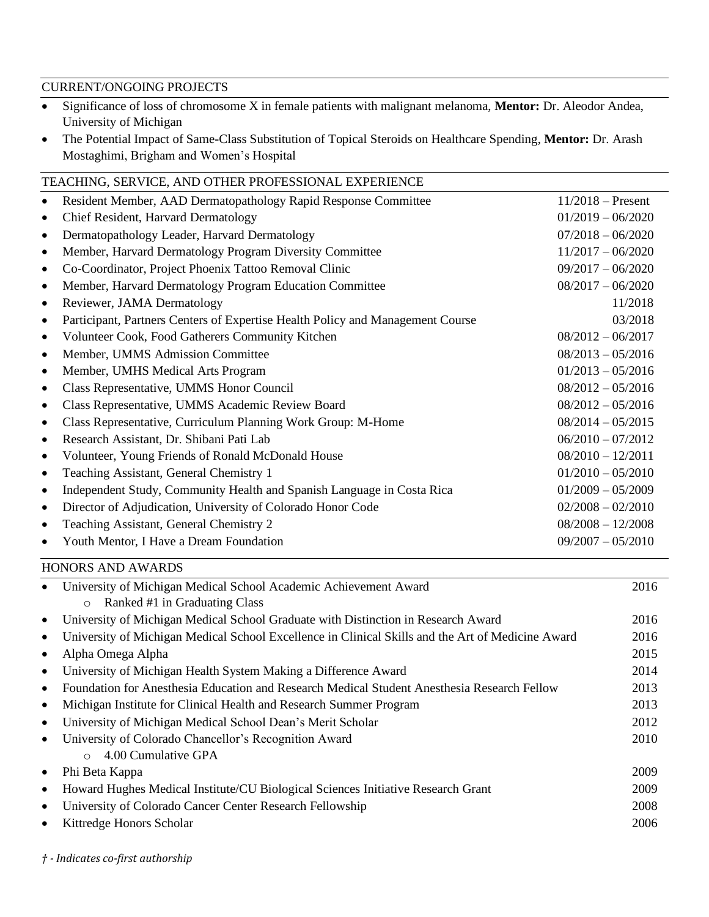## CURRENT/ONGOING PROJECTS

- Significance of loss of chromosome X in female patients with malignant melanoma, **Mentor:** Dr. Aleodor Andea, University of Michigan
- The Potential Impact of Same-Class Substitution of Topical Steroids on Healthcare Spending, **Mentor:** Dr. Arash Mostaghimi, Brigham and Women's Hospital

## TEACHING, SERVICE, AND OTHER PROFESSIONAL EXPERIENCE

- Resident Member, AAD Dermatopathology Rapid Response Committee — 11/2018 – Present
- Chief Resident, Harvard Dermatology — 01/2019 – 06/2020
- Dermatopathology Leader, Harvard Dermatology — 07/2018 – 06/2020
- Member, Harvard Dermatology Program Diversity Committee — 11/2017 – 06/2020
- Co-Coordinator, Project Phoenix Tattoo Removal Clinic — 09/2017 – 06/2020
- Member, Harvard Dermatology Program Education Committee — 08/2017 – 06/2020
- Reviewer, JAMA Dermatology — 11/2018
- Participant, Partners Centers of Expertise Health Policy and Management Course — 03/2018
- Volunteer Cook, Food Gatherers Community Kitchen — 08/2012 – 06/2017
- Member, UMMS Admission Committee — 08/2013 – 05/2016
- Member, UMHS Medical Arts Program — 01/2013 – 05/2016
- Class Representative, UMMS Honor Council — 08/2012 – 05/2016
- Class Representative, UMMS Academic Review Board — 08/2012 – 05/2016
- Class Representative, Curriculum Planning Work Group: M-Home — 08/2014 – 05/2015
- Research Assistant, Dr. Shibani Pati Lab — 06/2010 – 07/2012
- Volunteer, Young Friends of Ronald McDonald House — 08/2010 – 12/2011
- Teaching Assistant, General Chemistry 1 — 01/2010 – 05/2010
- Independent Study, Community Health and Spanish Language in Costa Rica — 01/2009 – 05/2009
- Director of Adjudication, University of Colorado Honor Code — 02/2008 – 02/2010
- Teaching Assistant, General Chemistry 2 — 08/2008 – 12/2008
- Youth Mentor, I Have a Dream Foundation — 09/2007 – 05/2010

## HONORS AND AWARDS

- University of Michigan Medical School Academic Achievement Award — 2016
  - Ranked #1 in Graduating Class
- University of Michigan Medical School Graduate with Distinction in Research Award — 2016
- University of Michigan Medical School Excellence in Clinical Skills and the Art of Medicine Award — 2016
- Alpha Omega Alpha — 2015
- University of Michigan Health System Making a Difference Award — 2014
- Foundation for Anesthesia Education and Research Medical Student Anesthesia Research Fellow — 2013
- Michigan Institute for Clinical Health and Research Summer Program — 2013
- University of Michigan Medical School Dean's Merit Scholar — 2012
- University of Colorado Chancellor's Recognition Award — 2010
  - 4.00 Cumulative GPA
- Phi Beta Kappa — 2009
- Howard Hughes Medical Institute/CU Biological Sciences Initiative Research Grant — 2009
- University of Colorado Cancer Center Research Fellowship — 2008
- Kittredge Honors Scholar — 2006

*† - Indicates co-first authorship*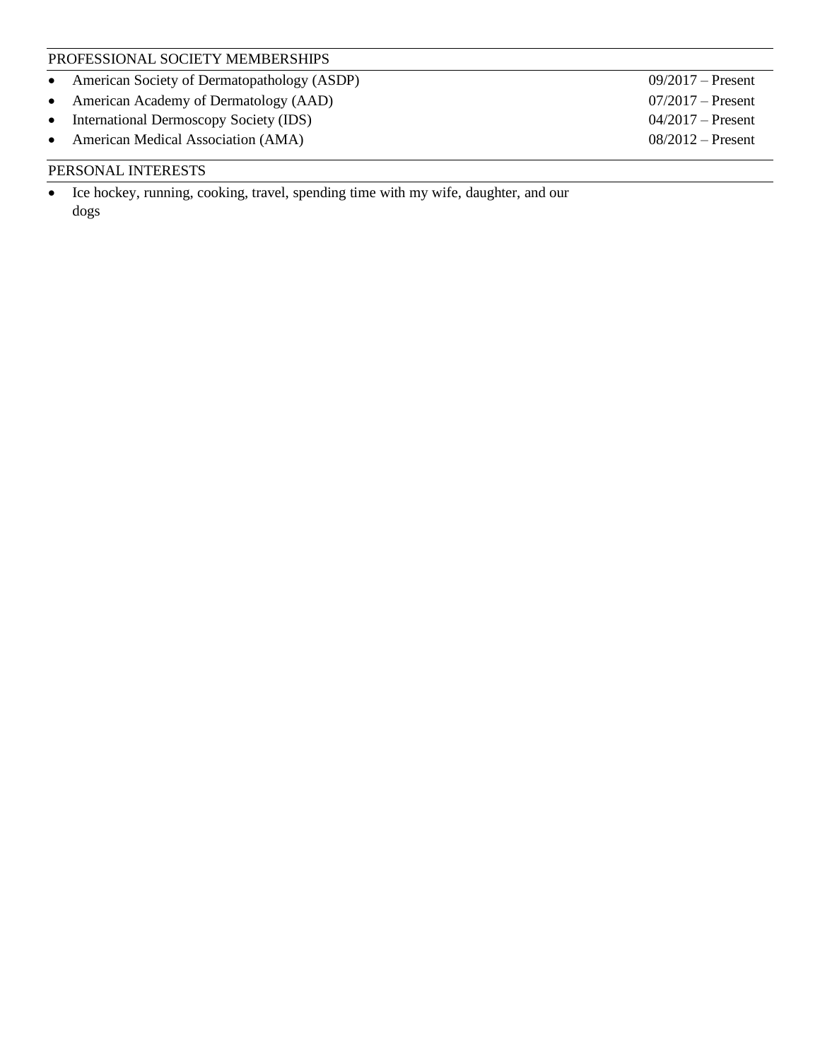## PROFESSIONAL SOCIETY MEMBERSHIPS

- American Society of Dermatopathology (ASDP) 09/2017 – Present
- American Academy of Dermatology (AAD) 07/2017 – Present
- International Dermoscopy Society (IDS) 04/2017 – Present
- American Medical Association (AMA) 08/2012 – Present

## PERSONAL INTERESTS

- Ice hockey, running, cooking, travel, spending time with my wife, daughter, and our dogs